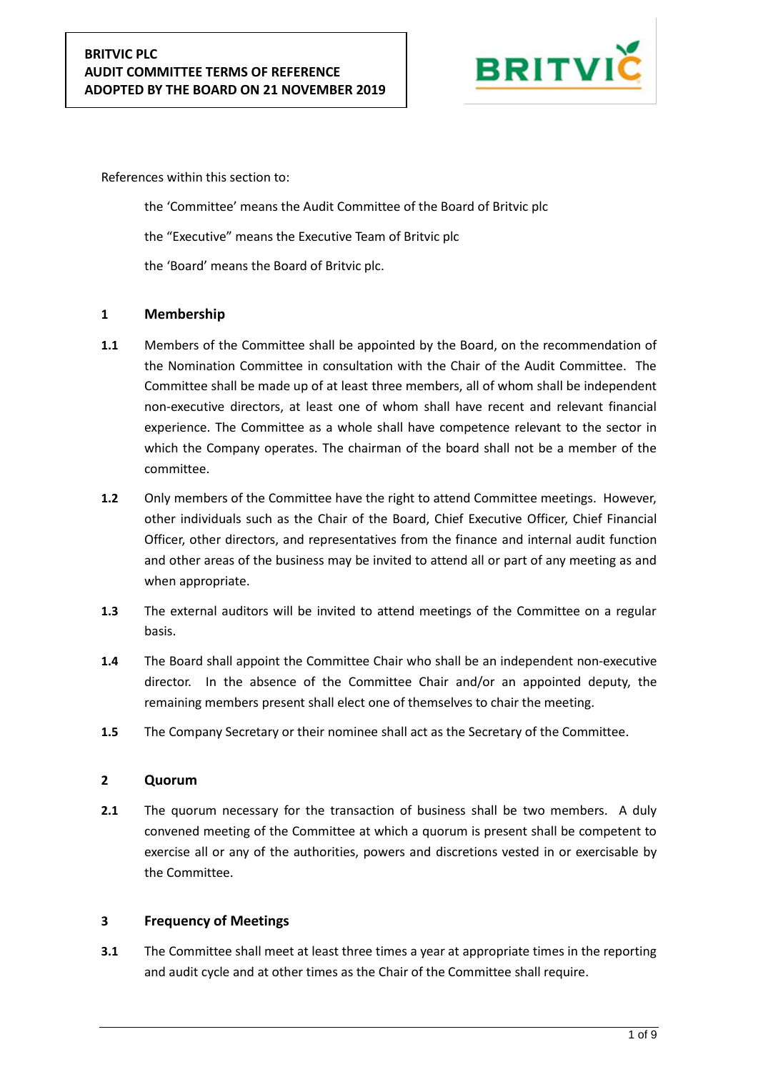**BRITVIC PLC**
**AUDIT COMMITTEE TERMS OF REFERENCE**
**ADOPTED BY THE BOARD ON 21 NOVEMBER 2019**

References within this section to:

the 'Committee' means the Audit Committee of the Board of Britvic plc

the "Executive" means the Executive Team of Britvic plc

the 'Board' means the Board of Britvic plc.

## 1 Membership

**1.1** Members of the Committee shall be appointed by the Board, on the recommendation of the Nomination Committee in consultation with the Chair of the Audit Committee. The Committee shall be made up of at least three members, all of whom shall be independent non-executive directors, at least one of whom shall have recent and relevant financial experience. The Committee as a whole shall have competence relevant to the sector in which the Company operates. The chairman of the board shall not be a member of the committee.

**1.2** Only members of the Committee have the right to attend Committee meetings. However, other individuals such as the Chair of the Board, Chief Executive Officer, Chief Financial Officer, other directors, and representatives from the finance and internal audit function and other areas of the business may be invited to attend all or part of any meeting as and when appropriate.

**1.3** The external auditors will be invited to attend meetings of the Committee on a regular basis.

**1.4** The Board shall appoint the Committee Chair who shall be an independent non-executive director. In the absence of the Committee Chair and/or an appointed deputy, the remaining members present shall elect one of themselves to chair the meeting.

**1.5** The Company Secretary or their nominee shall act as the Secretary of the Committee.

## 2 Quorum

**2.1** The quorum necessary for the transaction of business shall be two members. A duly convened meeting of the Committee at which a quorum is present shall be competent to exercise all or any of the authorities, powers and discretions vested in or exercisable by the Committee.

## 3 Frequency of Meetings

**3.1** The Committee shall meet at least three times a year at appropriate times in the reporting and audit cycle and at other times as the Chair of the Committee shall require.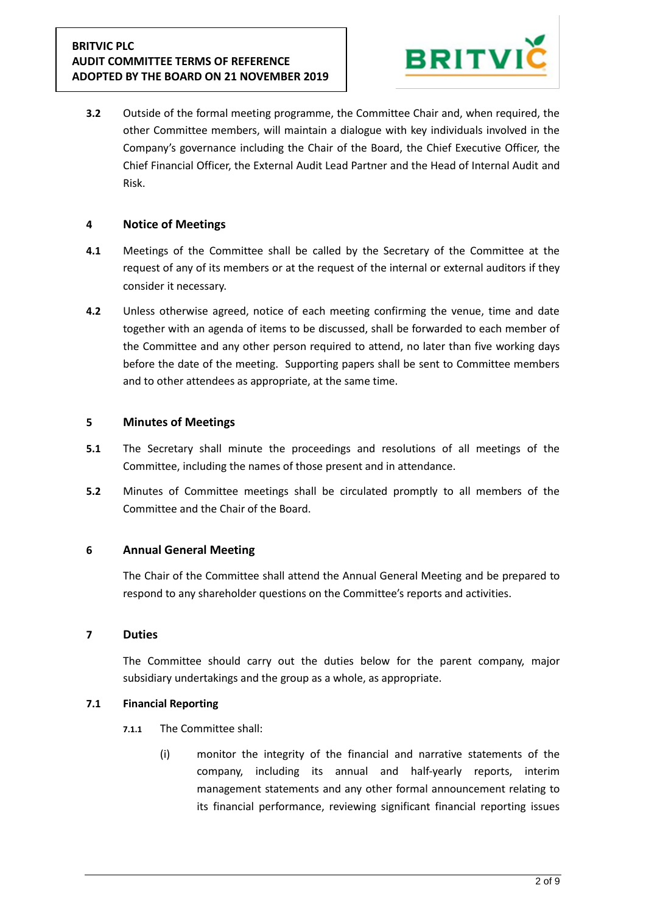**3.2** Outside of the formal meeting programme, the Committee Chair and, when required, the other Committee members, will maintain a dialogue with key individuals involved in the Company's governance including the Chair of the Board, the Chief Executive Officer, the Chief Financial Officer, the External Audit Lead Partner and the Head of Internal Audit and Risk.

## 4 Notice of Meetings

**4.1** Meetings of the Committee shall be called by the Secretary of the Committee at the request of any of its members or at the request of the internal or external auditors if they consider it necessary.

**4.2** Unless otherwise agreed, notice of each meeting confirming the venue, time and date together with an agenda of items to be discussed, shall be forwarded to each member of the Committee and any other person required to attend, no later than five working days before the date of the meeting. Supporting papers shall be sent to Committee members and to other attendees as appropriate, at the same time.

## 5 Minutes of Meetings

**5.1** The Secretary shall minute the proceedings and resolutions of all meetings of the Committee, including the names of those present and in attendance.

**5.2** Minutes of Committee meetings shall be circulated promptly to all members of the Committee and the Chair of the Board.

## 6 Annual General Meeting

The Chair of the Committee shall attend the Annual General Meeting and be prepared to respond to any shareholder questions on the Committee's reports and activities.

## 7 Duties

The Committee should carry out the duties below for the parent company, major subsidiary undertakings and the group as a whole, as appropriate.

### 7.1 Financial Reporting

**7.1.1** The Committee shall:

(i) monitor the integrity of the financial and narrative statements of the company, including its annual and half-yearly reports, interim management statements and any other formal announcement relating to its financial performance, reviewing significant financial reporting issues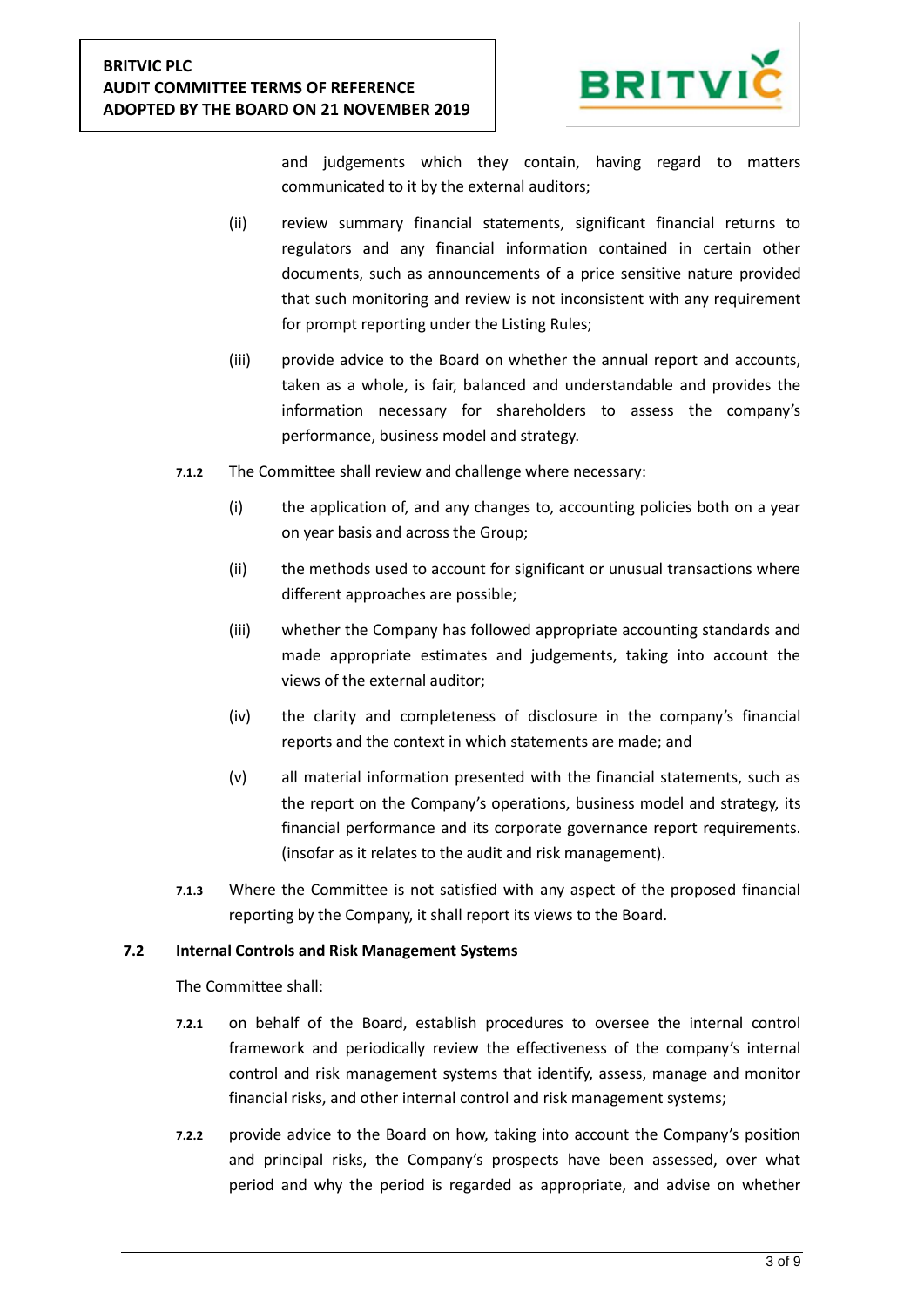and judgements which they contain, having regard to matters communicated to it by the external auditors;

(ii) review summary financial statements, significant financial returns to regulators and any financial information contained in certain other documents, such as announcements of a price sensitive nature provided that such monitoring and review is not inconsistent with any requirement for prompt reporting under the Listing Rules;

(iii) provide advice to the Board on whether the annual report and accounts, taken as a whole, is fair, balanced and understandable and provides the information necessary for shareholders to assess the company's performance, business model and strategy.

**7.1.2** The Committee shall review and challenge where necessary:

(i) the application of, and any changes to, accounting policies both on a year on year basis and across the Group;

(ii) the methods used to account for significant or unusual transactions where different approaches are possible;

(iii) whether the Company has followed appropriate accounting standards and made appropriate estimates and judgements, taking into account the views of the external auditor;

(iv) the clarity and completeness of disclosure in the company's financial reports and the context in which statements are made; and

(v) all material information presented with the financial statements, such as the report on the Company's operations, business model and strategy, its financial performance and its corporate governance report requirements. (insofar as it relates to the audit and risk management).

**7.1.3** Where the Committee is not satisfied with any aspect of the proposed financial reporting by the Company, it shall report its views to the Board.

### 7.2 Internal Controls and Risk Management Systems

The Committee shall:

**7.2.1** on behalf of the Board, establish procedures to oversee the internal control framework and periodically review the effectiveness of the company's internal control and risk management systems that identify, assess, manage and monitor financial risks, and other internal control and risk management systems;

**7.2.2** provide advice to the Board on how, taking into account the Company's position and principal risks, the Company's prospects have been assessed, over what period and why the period is regarded as appropriate, and advise on whether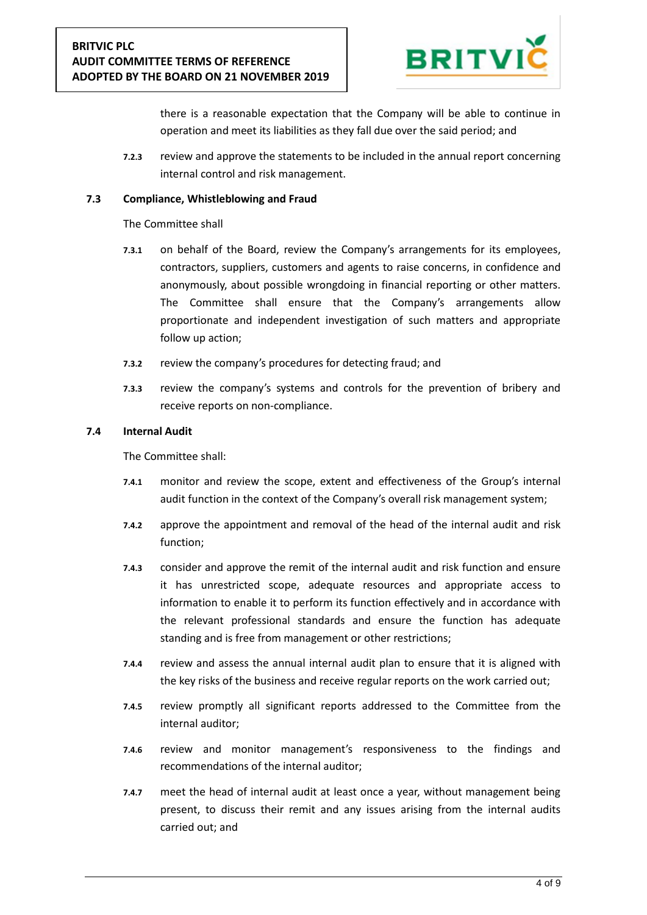there is a reasonable expectation that the Company will be able to continue in operation and meet its liabilities as they fall due over the said period; and

**7.2.3** review and approve the statements to be included in the annual report concerning internal control and risk management.

### 7.3 Compliance, Whistleblowing and Fraud

The Committee shall

**7.3.1** on behalf of the Board, review the Company's arrangements for its employees, contractors, suppliers, customers and agents to raise concerns, in confidence and anonymously, about possible wrongdoing in financial reporting or other matters. The Committee shall ensure that the Company's arrangements allow proportionate and independent investigation of such matters and appropriate follow up action;

**7.3.2** review the company's procedures for detecting fraud; and

**7.3.3** review the company's systems and controls for the prevention of bribery and receive reports on non-compliance.

### 7.4 Internal Audit

The Committee shall:

**7.4.1** monitor and review the scope, extent and effectiveness of the Group's internal audit function in the context of the Company's overall risk management system;

**7.4.2** approve the appointment and removal of the head of the internal audit and risk function;

**7.4.3** consider and approve the remit of the internal audit and risk function and ensure it has unrestricted scope, adequate resources and appropriate access to information to enable it to perform its function effectively and in accordance with the relevant professional standards and ensure the function has adequate standing and is free from management or other restrictions;

**7.4.4** review and assess the annual internal audit plan to ensure that it is aligned with the key risks of the business and receive regular reports on the work carried out;

**7.4.5** review promptly all significant reports addressed to the Committee from the internal auditor;

**7.4.6** review and monitor management's responsiveness to the findings and recommendations of the internal auditor;

**7.4.7** meet the head of internal audit at least once a year, without management being present, to discuss their remit and any issues arising from the internal audits carried out; and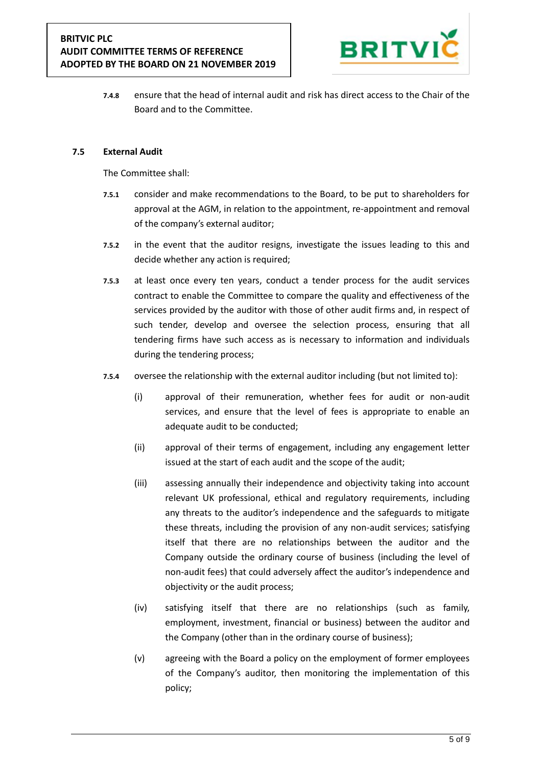**7.4.8** ensure that the head of internal audit and risk has direct access to the Chair of the Board and to the Committee.

### 7.5 External Audit

The Committee shall:

**7.5.1** consider and make recommendations to the Board, to be put to shareholders for approval at the AGM, in relation to the appointment, re-appointment and removal of the company's external auditor;

**7.5.2** in the event that the auditor resigns, investigate the issues leading to this and decide whether any action is required;

**7.5.3** at least once every ten years, conduct a tender process for the audit services contract to enable the Committee to compare the quality and effectiveness of the services provided by the auditor with those of other audit firms and, in respect of such tender, develop and oversee the selection process, ensuring that all tendering firms have such access as is necessary to information and individuals during the tendering process;

**7.5.4** oversee the relationship with the external auditor including (but not limited to):

(i) approval of their remuneration, whether fees for audit or non-audit services, and ensure that the level of fees is appropriate to enable an adequate audit to be conducted;

(ii) approval of their terms of engagement, including any engagement letter issued at the start of each audit and the scope of the audit;

(iii) assessing annually their independence and objectivity taking into account relevant UK professional, ethical and regulatory requirements, including any threats to the auditor's independence and the safeguards to mitigate these threats, including the provision of any non-audit services; satisfying itself that there are no relationships between the auditor and the Company outside the ordinary course of business (including the level of non-audit fees) that could adversely affect the auditor's independence and objectivity or the audit process;

(iv) satisfying itself that there are no relationships (such as family, employment, investment, financial or business) between the auditor and the Company (other than in the ordinary course of business);

(v) agreeing with the Board a policy on the employment of former employees of the Company's auditor, then monitoring the implementation of this policy;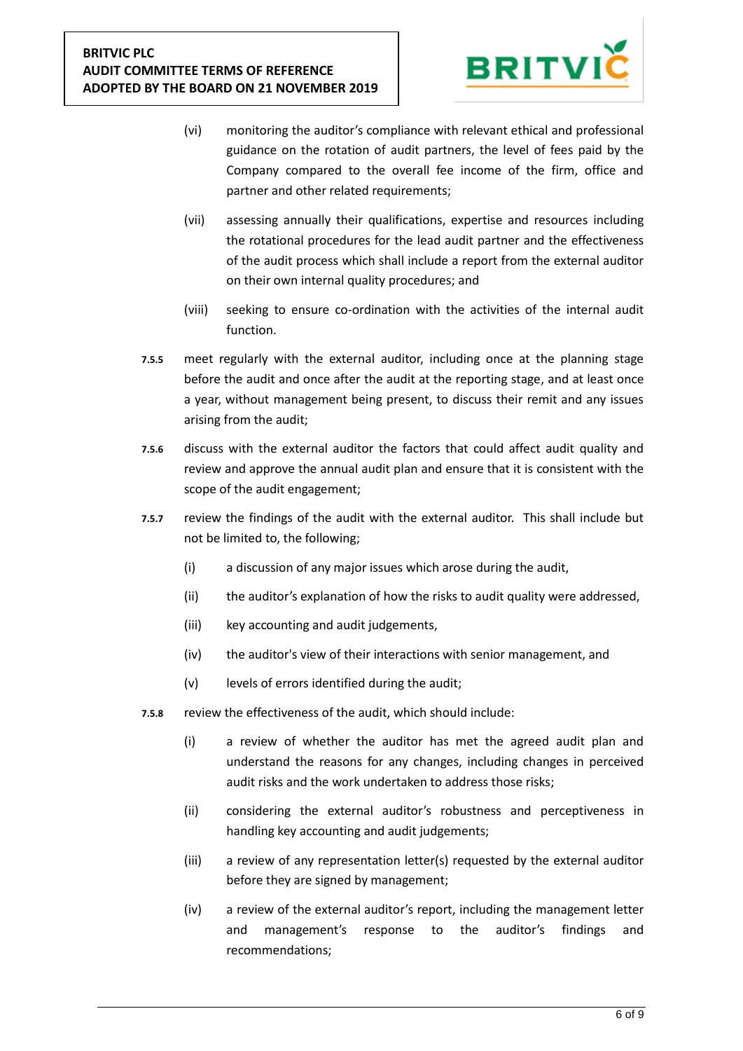(vi) monitoring the auditor's compliance with relevant ethical and professional guidance on the rotation of audit partners, the level of fees paid by the Company compared to the overall fee income of the firm, office and partner and other related requirements;

(vii) assessing annually their qualifications, expertise and resources including the rotational procedures for the lead audit partner and the effectiveness of the audit process which shall include a report from the external auditor on their own internal quality procedures; and

(viii) seeking to ensure co-ordination with the activities of the internal audit function.

**7.5.5** meet regularly with the external auditor, including once at the planning stage before the audit and once after the audit at the reporting stage, and at least once a year, without management being present, to discuss their remit and any issues arising from the audit;

**7.5.6** discuss with the external auditor the factors that could affect audit quality and review and approve the annual audit plan and ensure that it is consistent with the scope of the audit engagement;

**7.5.7** review the findings of the audit with the external auditor. This shall include but not be limited to, the following;

(i) a discussion of any major issues which arose during the audit,

(ii) the auditor's explanation of how the risks to audit quality were addressed,

(iii) key accounting and audit judgements,

(iv) the auditor's view of their interactions with senior management, and

(v) levels of errors identified during the audit;

**7.5.8** review the effectiveness of the audit, which should include:

(i) a review of whether the auditor has met the agreed audit plan and understand the reasons for any changes, including changes in perceived audit risks and the work undertaken to address those risks;

(ii) considering the external auditor's robustness and perceptiveness in handling key accounting and audit judgements;

(iii) a review of any representation letter(s) requested by the external auditor before they are signed by management;

(iv) a review of the external auditor's report, including the management letter and management's response to the auditor's findings and recommendations;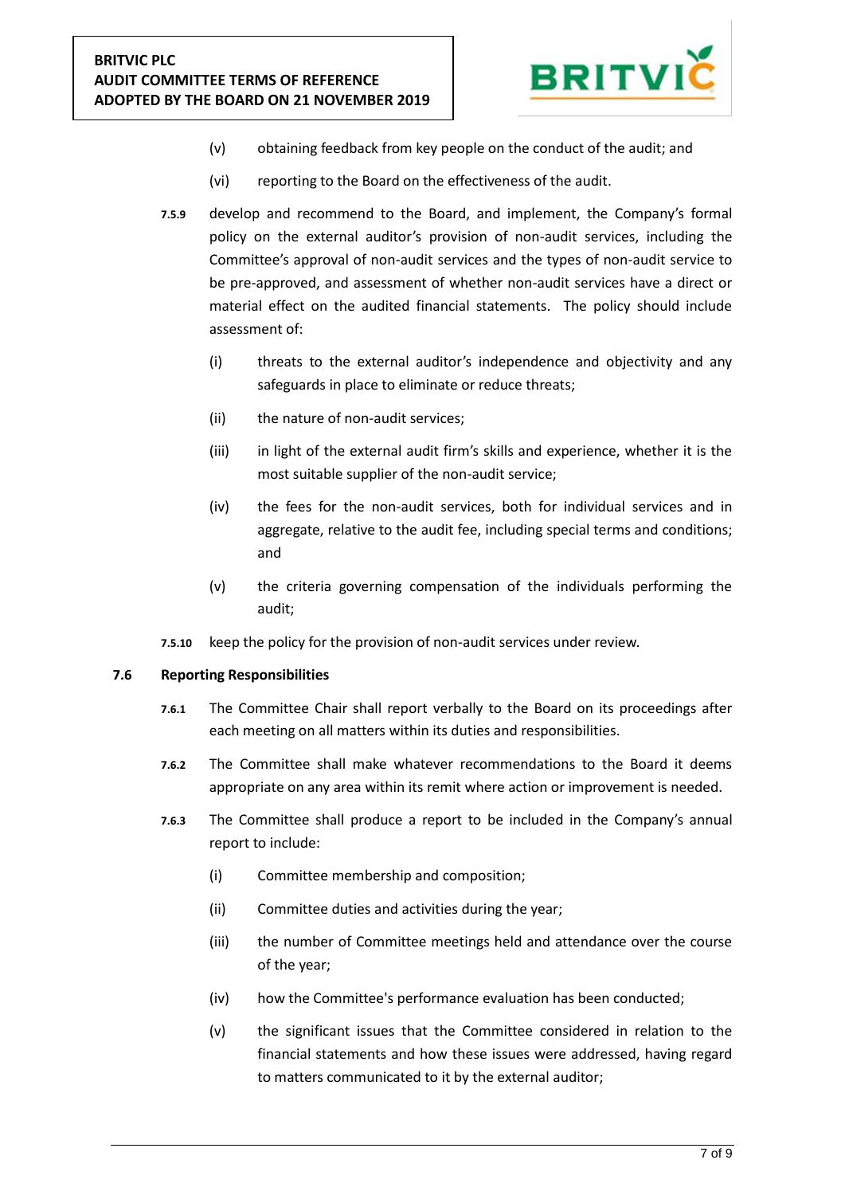(v) obtaining feedback from key people on the conduct of the audit; and

(vi) reporting to the Board on the effectiveness of the audit.

**7.5.9** develop and recommend to the Board, and implement, the Company's formal policy on the external auditor's provision of non-audit services, including the Committee's approval of non-audit services and the types of non-audit service to be pre-approved, and assessment of whether non-audit services have a direct or material effect on the audited financial statements. The policy should include assessment of:

(i) threats to the external auditor's independence and objectivity and any safeguards in place to eliminate or reduce threats;

(ii) the nature of non-audit services;

(iii) in light of the external audit firm's skills and experience, whether it is the most suitable supplier of the non-audit service;

(iv) the fees for the non-audit services, both for individual services and in aggregate, relative to the audit fee, including special terms and conditions; and

(v) the criteria governing compensation of the individuals performing the audit;

**7.5.10** keep the policy for the provision of non-audit services under review.

## 7.6 Reporting Responsibilities

**7.6.1** The Committee Chair shall report verbally to the Board on its proceedings after each meeting on all matters within its duties and responsibilities.

**7.6.2** The Committee shall make whatever recommendations to the Board it deems appropriate on any area within its remit where action or improvement is needed.

**7.6.3** The Committee shall produce a report to be included in the Company's annual report to include:

(i) Committee membership and composition;

(ii) Committee duties and activities during the year;

(iii) the number of Committee meetings held and attendance over the course of the year;

(iv) how the Committee's performance evaluation has been conducted;

(v) the significant issues that the Committee considered in relation to the financial statements and how these issues were addressed, having regard to matters communicated to it by the external auditor;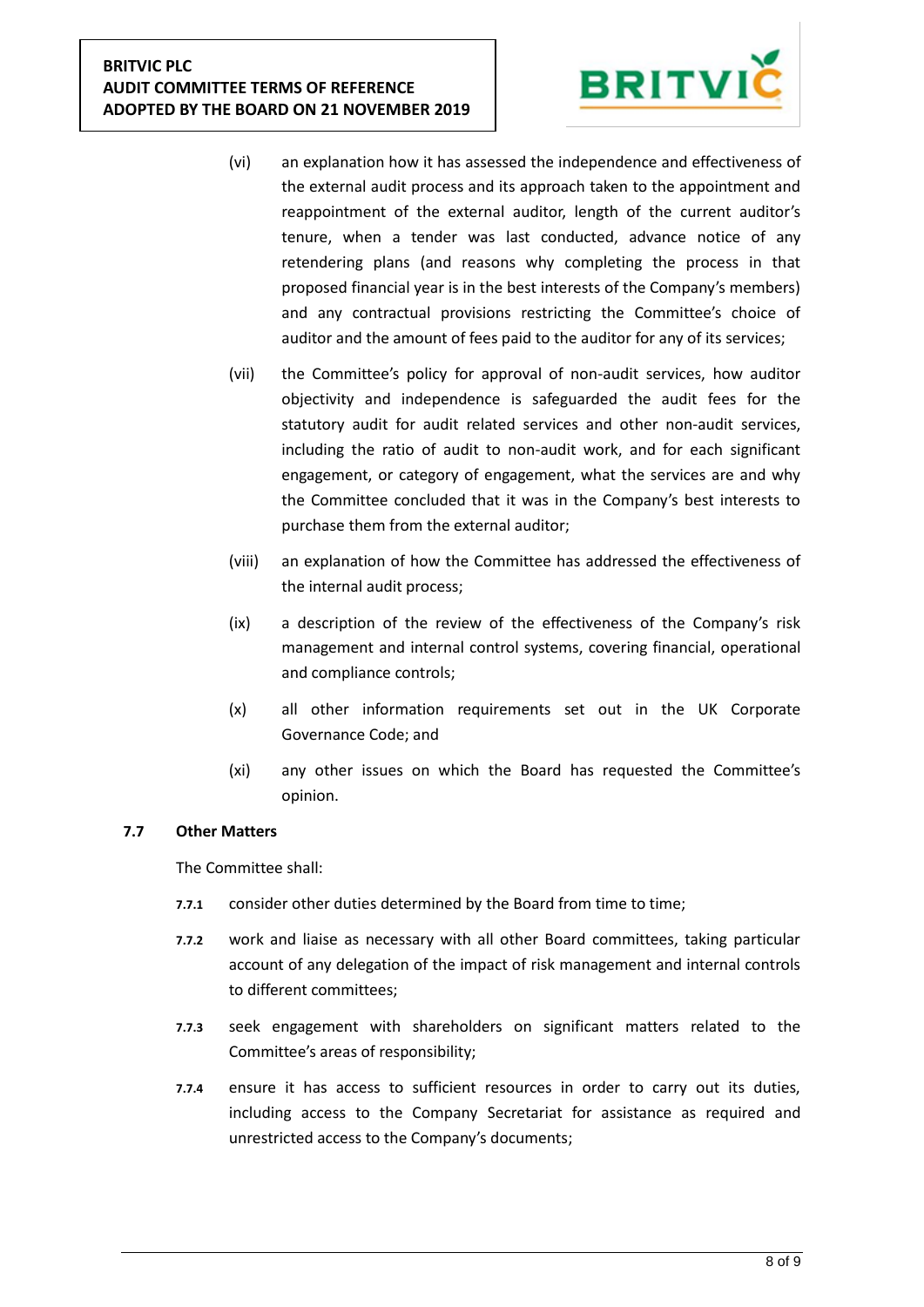(vi) an explanation how it has assessed the independence and effectiveness of the external audit process and its approach taken to the appointment and reappointment of the external auditor, length of the current auditor's tenure, when a tender was last conducted, advance notice of any retendering plans (and reasons why completing the process in that proposed financial year is in the best interests of the Company's members) and any contractual provisions restricting the Committee's choice of auditor and the amount of fees paid to the auditor for any of its services;

(vii) the Committee's policy for approval of non-audit services, how auditor objectivity and independence is safeguarded the audit fees for the statutory audit for audit related services and other non-audit services, including the ratio of audit to non-audit work, and for each significant engagement, or category of engagement, what the services are and why the Committee concluded that it was in the Company's best interests to purchase them from the external auditor;

(viii) an explanation of how the Committee has addressed the effectiveness of the internal audit process;

(ix) a description of the review of the effectiveness of the Company's risk management and internal control systems, covering financial, operational and compliance controls;

(x) all other information requirements set out in the UK Corporate Governance Code; and

(xi) any other issues on which the Board has requested the Committee's opinion.

**7.7 Other Matters**

The Committee shall:

**7.7.1** consider other duties determined by the Board from time to time;

**7.7.2** work and liaise as necessary with all other Board committees, taking particular account of any delegation of the impact of risk management and internal controls to different committees;

**7.7.3** seek engagement with shareholders on significant matters related to the Committee's areas of responsibility;

**7.7.4** ensure it has access to sufficient resources in order to carry out its duties, including access to the Company Secretariat for assistance as required and unrestricted access to the Company's documents;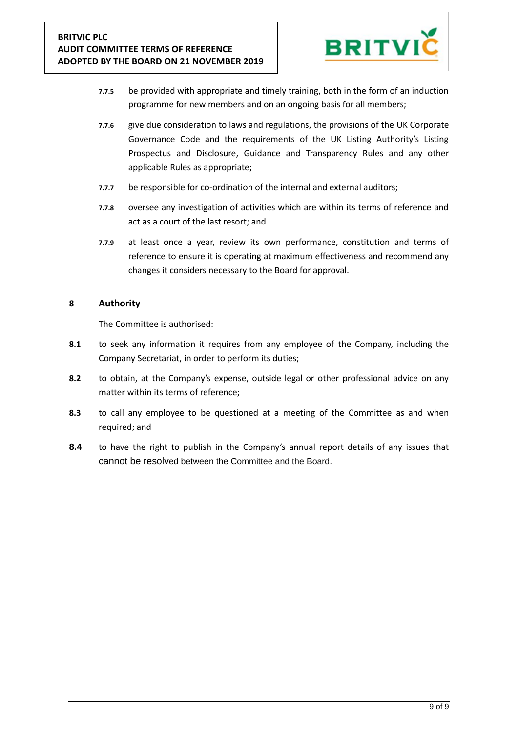**7.7.5** be provided with appropriate and timely training, both in the form of an induction programme for new members and on an ongoing basis for all members;

**7.7.6** give due consideration to laws and regulations, the provisions of the UK Corporate Governance Code and the requirements of the UK Listing Authority's Listing Prospectus and Disclosure, Guidance and Transparency Rules and any other applicable Rules as appropriate;

**7.7.7** be responsible for co-ordination of the internal and external auditors;

**7.7.8** oversee any investigation of activities which are within its terms of reference and act as a court of the last resort; and

**7.7.9** at least once a year, review its own performance, constitution and terms of reference to ensure it is operating at maximum effectiveness and recommend any changes it considers necessary to the Board for approval.

## 8 Authority

The Committee is authorised:

**8.1** to seek any information it requires from any employee of the Company, including the Company Secretariat, in order to perform its duties;

**8.2** to obtain, at the Company's expense, outside legal or other professional advice on any matter within its terms of reference;

**8.3** to call any employee to be questioned at a meeting of the Committee as and when required; and

**8.4** to have the right to publish in the Company's annual report details of any issues that cannot be resolved between the Committee and the Board.